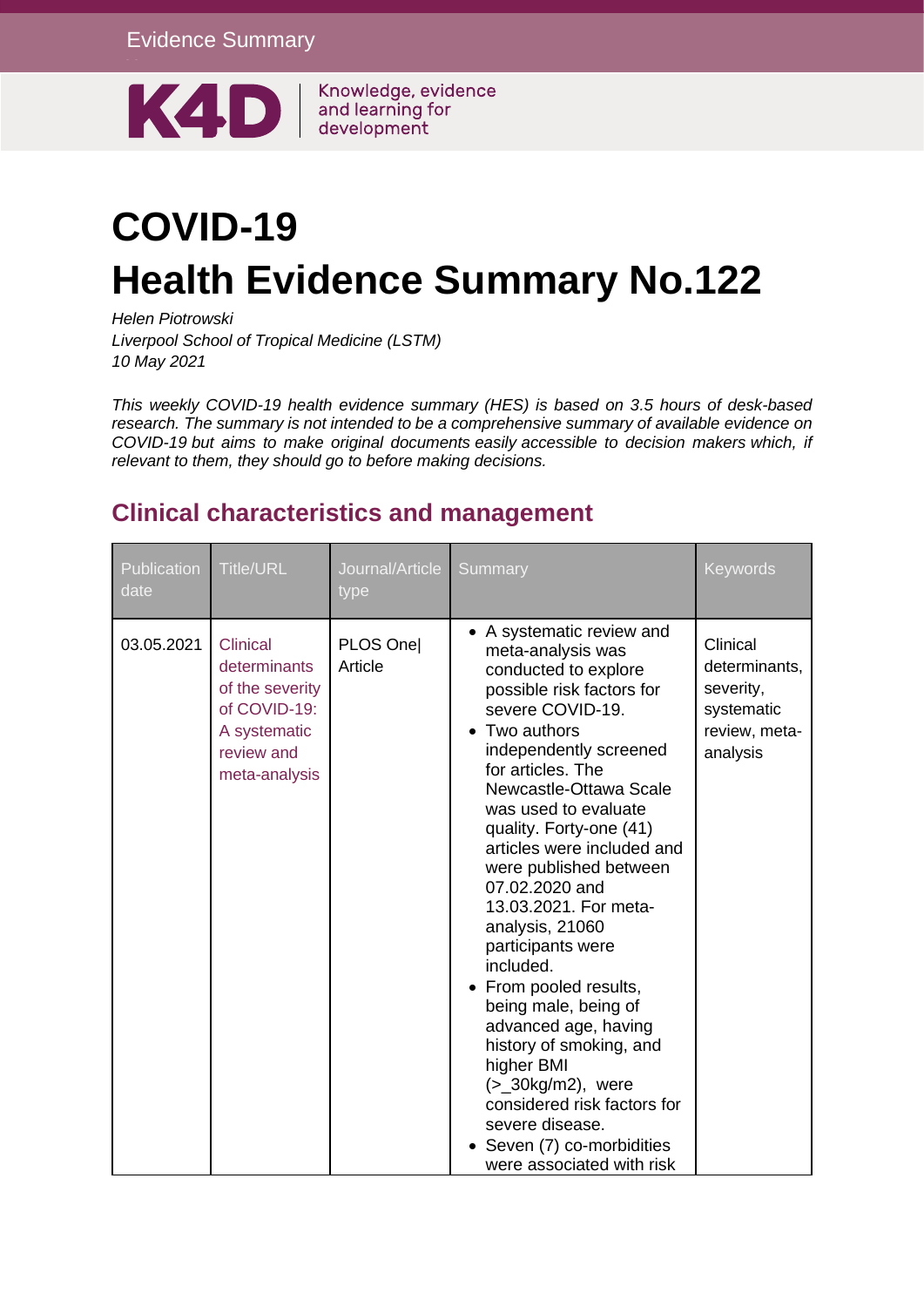Evidence Summary

K4D Knowledge, evidence and learning for development

# COVID-19 Health Evidence Summary No.122

*Helen Piotrowski*
*Liverpool School of Tropical Medicine (LSTM)*
*10 May 2021*

*This weekly COVID-19 health evidence summary (HES) is based on 3.5 hours of desk-based research. The summary is not intended to be a comprehensive summary of available evidence on COVID-19 but aims to make original documents easily accessible to decision makers which, if relevant to them, they should go to before making decisions.*

## Clinical characteristics and management

| Publication date | Title/URL | Journal/Article type | Summary | Keywords |
|---|---|---|---|---|
| 03.05.2021 | Clinical determinants of the severity of COVID-19: A systematic review and meta-analysis | PLOS One\| Article | • A systematic review and meta-analysis was conducted to explore possible risk factors for severe COVID-19.<br>• Two authors independently screened for articles. The Newcastle-Ottawa Scale was used to evaluate quality. Forty-one (41) articles were included and were published between 07.02.2020 and 13.03.2021. For meta-analysis, 21060 participants were included.<br>• From pooled results, being male, being of advanced age, having history of smoking, and higher BMI (>_30kg/m2), were considered risk factors for severe disease.<br>• Seven (7) co-morbidities were associated with risk | Clinical determinants, severity, systematic review, meta-analysis |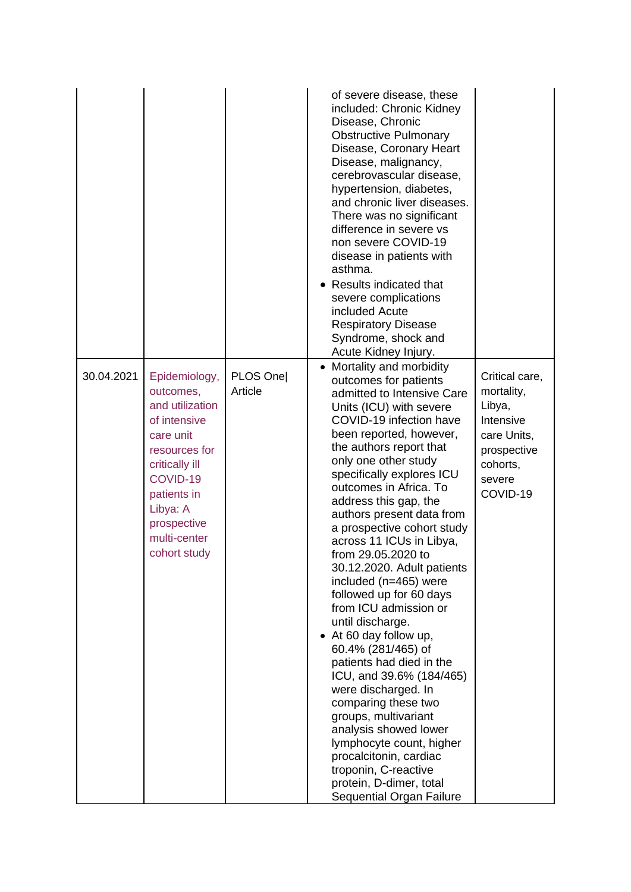| | | | | |
|---|---|---|---|---|
| | | | of severe disease, these included: Chronic Kidney Disease, Chronic Obstructive Pulmonary Disease, Coronary Heart Disease, malignancy, cerebrovascular disease, hypertension, diabetes, and chronic liver diseases. There was no significant difference in severe vs non severe COVID-19 disease in patients with asthma.<br>• Results indicated that severe complications included Acute Respiratory Disease Syndrome, shock and Acute Kidney Injury. | |
| 30.04.2021 | Epidemiology, outcomes, and utilization of intensive care unit resources for critically ill COVID-19 patients in Libya: A prospective multi-center cohort study | PLOS One\| Article | • Mortality and morbidity outcomes for patients admitted to Intensive Care Units (ICU) with severe COVID-19 infection have been reported, however, the authors report that only one other study specifically explores ICU outcomes in Africa. To address this gap, the authors present data from a prospective cohort study across 11 ICUs in Libya, from 29.05.2020 to 30.12.2020. Adult patients included (n=465) were followed up for 60 days from ICU admission or until discharge.<br>• At 60 day follow up, 60.4% (281/465) of patients had died in the ICU, and 39.6% (184/465) were discharged. In comparing these two groups, multivariant analysis showed lower lymphocyte count, higher procalcitonin, cardiac troponin, C-reactive protein, D-dimer, total Sequential Organ Failure | Critical care, mortality, Libya, Intensive care Units, prospective cohorts, severe COVID-19 |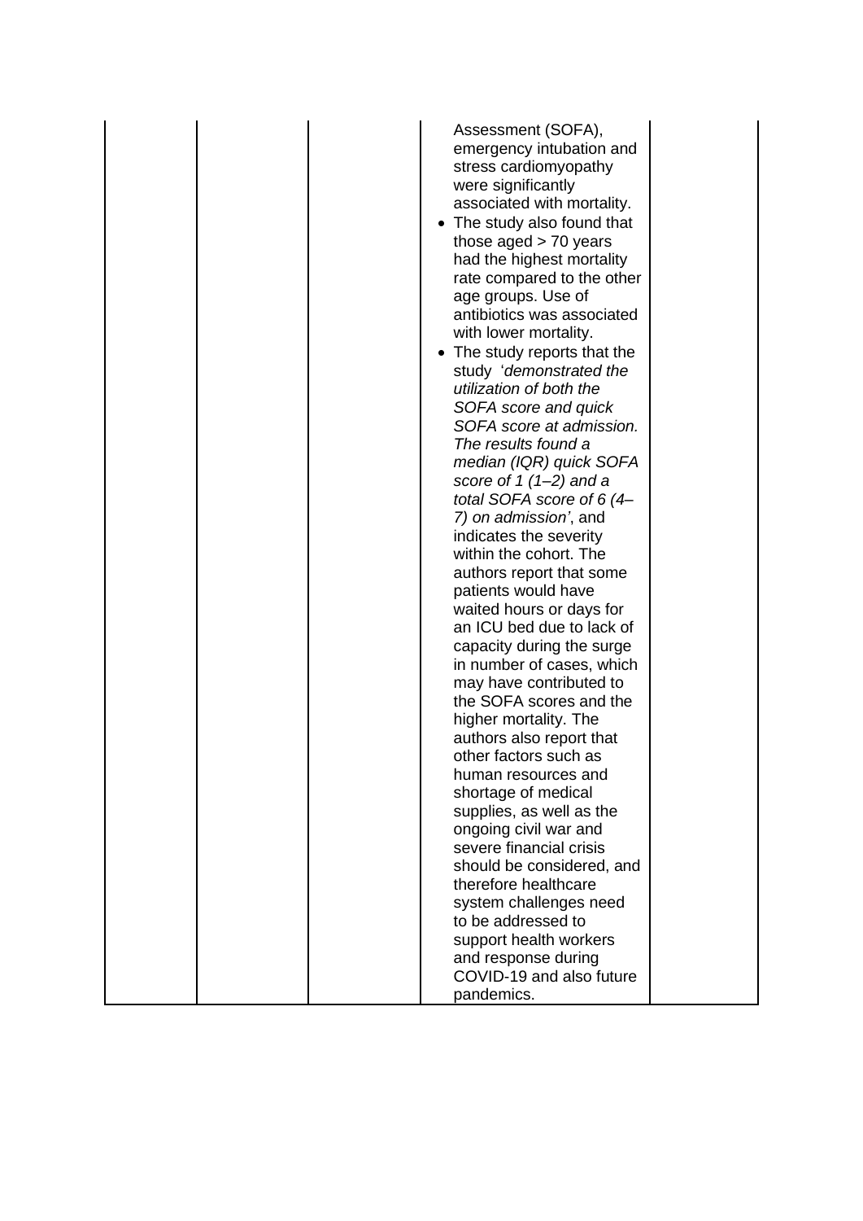|  |  |  | Assessment (SOFA), emergency intubation and stress cardiomyopathy were significantly associated with mortality.<br>• The study also found that those aged > 70 years had the highest mortality rate compared to the other age groups. Use of antibiotics was associated with lower mortality.<br>• The study reports that the study '*demonstrated the utilization of both the SOFA score and quick SOFA score at admission. The results found a median (IQR) quick SOFA score of 1 (1–2) and a total SOFA score of 6 (4–7) on admission*', and indicates the severity within the cohort. The authors report that some patients would have waited hours or days for an ICU bed due to lack of capacity during the surge in number of cases, which may have contributed to the SOFA scores and the higher mortality. The authors also report that other factors such as human resources and shortage of medical supplies, as well as the ongoing civil war and severe financial crisis should be considered, and therefore healthcare system challenges need to be addressed to support health workers and response during COVID-19 and also future pandemics. |  |
|---|---|---|---|---|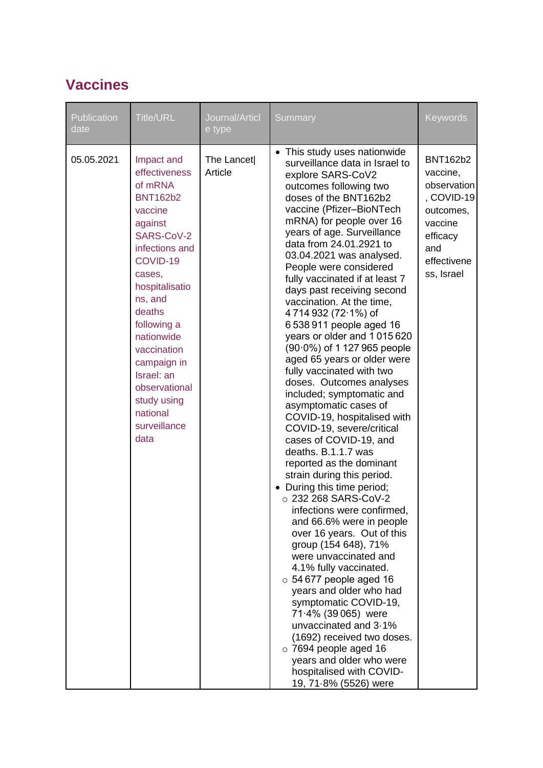## Vaccines

| Publication date | Title/URL | Journal/Article type | Summary | Keywords |
|---|---|---|---|---|
| 05.05.2021 | Impact and effectiveness of mRNA BNT162b2 vaccine against SARS-CoV-2 infections and COVID-19 cases, hospitalisations, and deaths following a nationwide vaccination campaign in Israel: an observational study using national surveillance data | The Lancet\| Article | • This study uses nationwide surveillance data in Israel to explore SARS-CoV2 outcomes following two doses of the BNT162b2 vaccine (Pfizer–BioNTech mRNA) for people over 16 years of age. Surveillance data from 24.01.2921 to 03.04.2021 was analysed. People were considered fully vaccinated if at least 7 days past receiving second vaccination. At the time, 4 714 932 (72·1%) of 6 538 911 people aged 16 years or older and 1 015 620 (90·0%) of 1 127 965 people aged 65 years or older were fully vaccinated with two doses. Outcomes analyses included; symptomatic and asymptomatic cases of COVID-19, hospitalised with COVID-19, severe/critical cases of COVID-19, and deaths. B.1.1.7 was reported as the dominant strain during this period.<br>• During this time period;<br>○ 232 268 SARS-CoV-2 infections were confirmed, and 66.6% were in people over 16 years. Out of this group (154 648), 71% were unvaccinated and 4.1% fully vaccinated.<br>○ 54 677 people aged 16 years and older who had symptomatic COVID-19, 71·4% (39 065) were unvaccinated and 3·1% (1692) received two doses.<br>○ 7694 people aged 16 years and older who were hospitalised with COVID-19, 71·8% (5526) were | BNT162b2 vaccine, observation, COVID-19 outcomes, vaccine efficacy and effectiveness, Israel |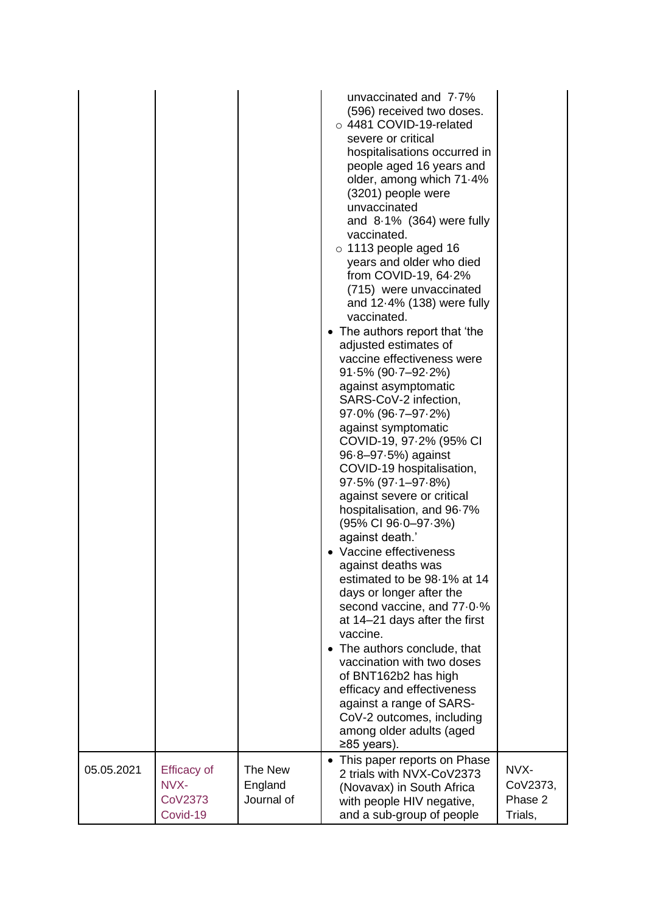| | | | | |
|---|---|---|---|---|
| | | | unvaccinated and 7·7% (596) received two doses.<br>○ 4481 COVID-19-related severe or critical hospitalisations occurred in people aged 16 years and older, among which 71·4% (3201) people were unvaccinated and 8·1% (364) were fully vaccinated.<br>○ 1113 people aged 16 years and older who died from COVID-19, 64·2% (715) were unvaccinated and 12·4% (138) were fully vaccinated.<br>• The authors report that 'the adjusted estimates of vaccine effectiveness were 91·5% (90·7–92·2%) against asymptomatic SARS-CoV-2 infection, 97·0% (96·7–97·2%) against symptomatic COVID-19, 97·2% (95% CI 96·8–97·5%) against COVID-19 hospitalisation, 97·5% (97·1–97·8%) against severe or critical hospitalisation, and 96·7% (95% CI 96·0–97·3%) against death.'<br>• Vaccine effectiveness against deaths was estimated to be 98·1% at 14 days or longer after the second vaccine, and 77·0·% at 14–21 days after the first vaccine.<br>• The authors conclude, that vaccination with two doses of BNT162b2 has high efficacy and effectiveness against a range of SARS-CoV-2 outcomes, including among older adults (aged ≥85 years). | |
| 05.05.2021 | Efficacy of NVX-CoV2373 Covid-19 | The New England Journal of | • This paper reports on Phase 2 trials with NVX-CoV2373 (Novavax) in South Africa with people HIV negative, and a sub-group of people | NVX-CoV2373, Phase 2 Trials, |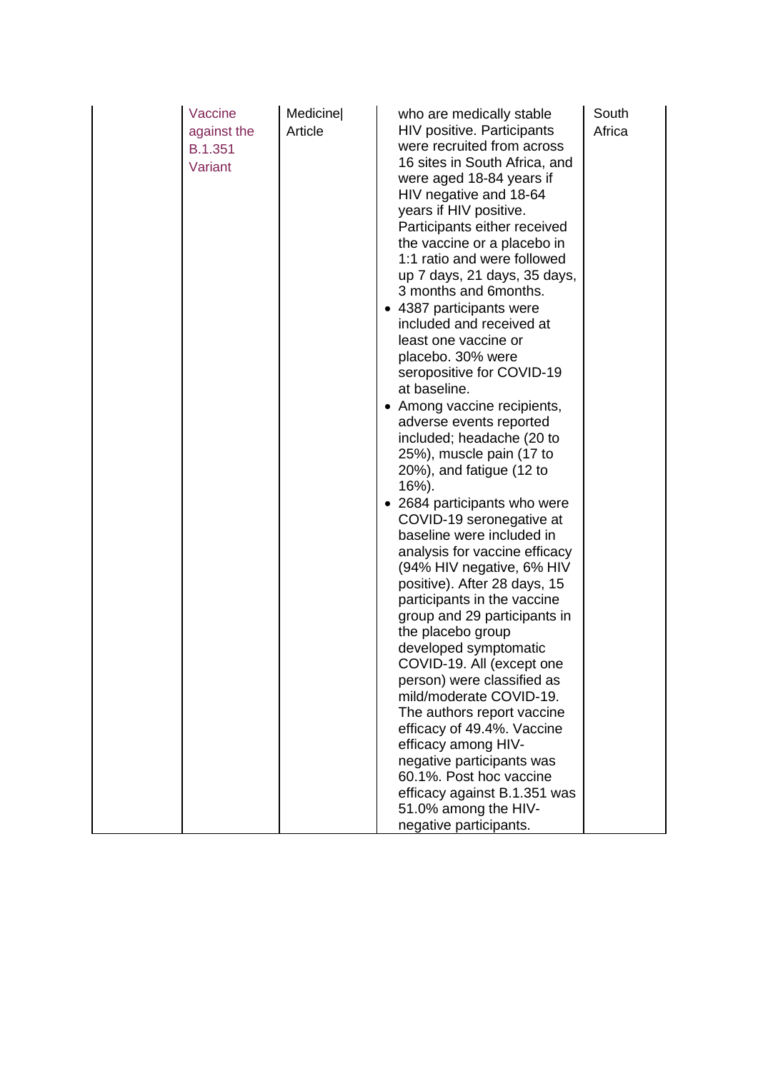| | Vaccine against the B.1.351 Variant | Medicine\| Article | who are medically stable HIV positive. Participants were recruited from across 16 sites in South Africa, and were aged 18-84 years if HIV negative and 18-64 years if HIV positive. Participants either received the vaccine or a placebo in 1:1 ratio and were followed up 7 days, 21 days, 35 days, 3 months and 6months.<br>• 4387 participants were included and received at least one vaccine or placebo. 30% were seropositive for COVID-19 at baseline.<br>• Among vaccine recipients, adverse events reported included; headache (20 to 25%), muscle pain (17 to 20%), and fatigue (12 to 16%).<br>• 2684 participants who were COVID-19 seronegative at baseline were included in analysis for vaccine efficacy (94% HIV negative, 6% HIV positive). After 28 days, 15 participants in the vaccine group and 29 participants in the placebo group developed symptomatic COVID-19. All (except one person) were classified as mild/moderate COVID-19. The authors report vaccine efficacy of 49.4%. Vaccine efficacy among HIV-negative participants was 60.1%. Post hoc vaccine efficacy against B.1.351 was 51.0% among the HIV-negative participants. | South Africa |
|---|---|---|---|---|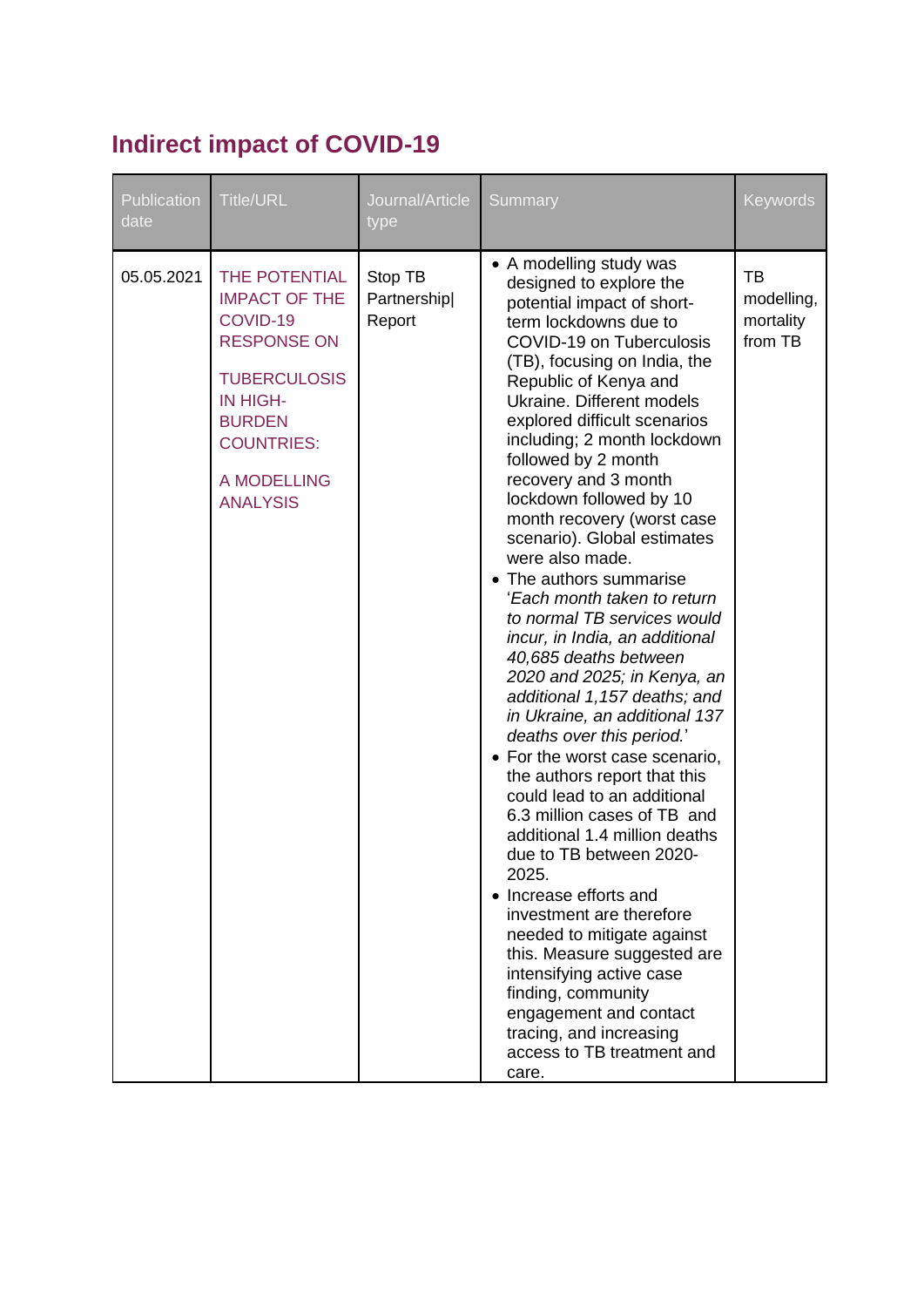## Indirect impact of COVID-19

| Publication date | Title/URL | Journal/Article type | Summary | Keywords |
|---|---|---|---|---|
| 05.05.2021 | THE POTENTIAL IMPACT OF THE COVID-19 RESPONSE ON TUBERCULOSIS IN HIGH-BURDEN COUNTRIES: A MODELLING ANALYSIS | Stop TB Partnership\| Report | • A modelling study was designed to explore the potential impact of short-term lockdowns due to COVID-19 on Tuberculosis (TB), focusing on India, the Republic of Kenya and Ukraine. Different models explored difficult scenarios including; 2 month lockdown followed by 2 month recovery and 3 month lockdown followed by 10 month recovery (worst case scenario). Global estimates were also made.<br>• The authors summarise '*Each month taken to return to normal TB services would incur, in India, an additional 40,685 deaths between 2020 and 2025; in Kenya, an additional 1,157 deaths; and in Ukraine, an additional 137 deaths over this period.*'<br>• For the worst case scenario, the authors report that this could lead to an additional 6.3 million cases of TB and additional 1.4 million deaths due to TB between 2020-2025.<br>• Increase efforts and investment are therefore needed to mitigate against this. Measure suggested are intensifying active case finding, community engagement and contact tracing, and increasing access to TB treatment and care. | TB modelling, mortality from TB |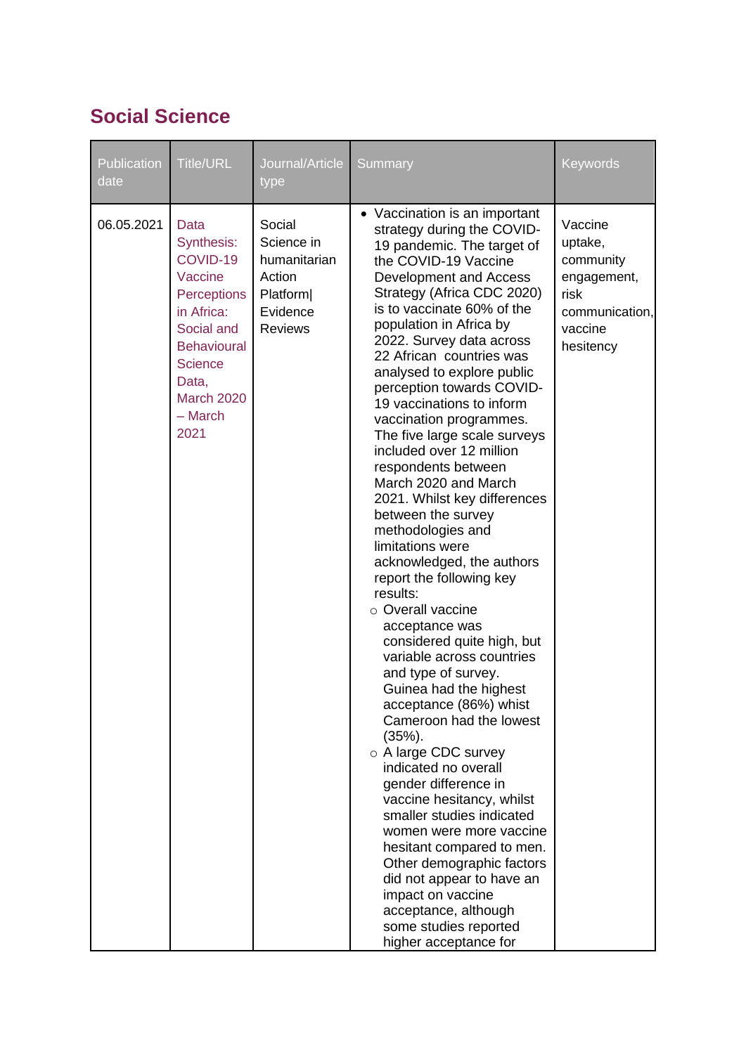## Social Science

| Publication date | Title/URL | Journal/Article type | Summary | Keywords |
|---|---|---|---|---|
| 06.05.2021 | Data Synthesis: COVID-19 Vaccine Perceptions in Africa: Social and Behavioural Science Data, March 2020 – March 2021 | Social Science in humanitarian Action Platform\| Evidence Reviews | • Vaccination is an important strategy during the COVID-19 pandemic. The target of the COVID-19 Vaccine Development and Access Strategy (Africa CDC 2020) is to vaccinate 60% of the population in Africa by 2022. Survey data across 22 African countries was analysed to explore public perception towards COVID-19 vaccinations to inform vaccination programmes. The five large scale surveys included over 12 million respondents between March 2020 and March 2021. Whilst key differences between the survey methodologies and limitations were acknowledged, the authors report the following key results:<br>○ Overall vaccine acceptance was considered quite high, but variable across countries and type of survey. Guinea had the highest acceptance (86%) whist Cameroon had the lowest (35%).<br>○ A large CDC survey indicated no overall gender difference in vaccine hesitancy, whilst smaller studies indicated women were more vaccine hesitant compared to men. Other demographic factors did not appear to have an impact on vaccine acceptance, although some studies reported higher acceptance for | Vaccine uptake, community engagement, risk communication, vaccine hesitency |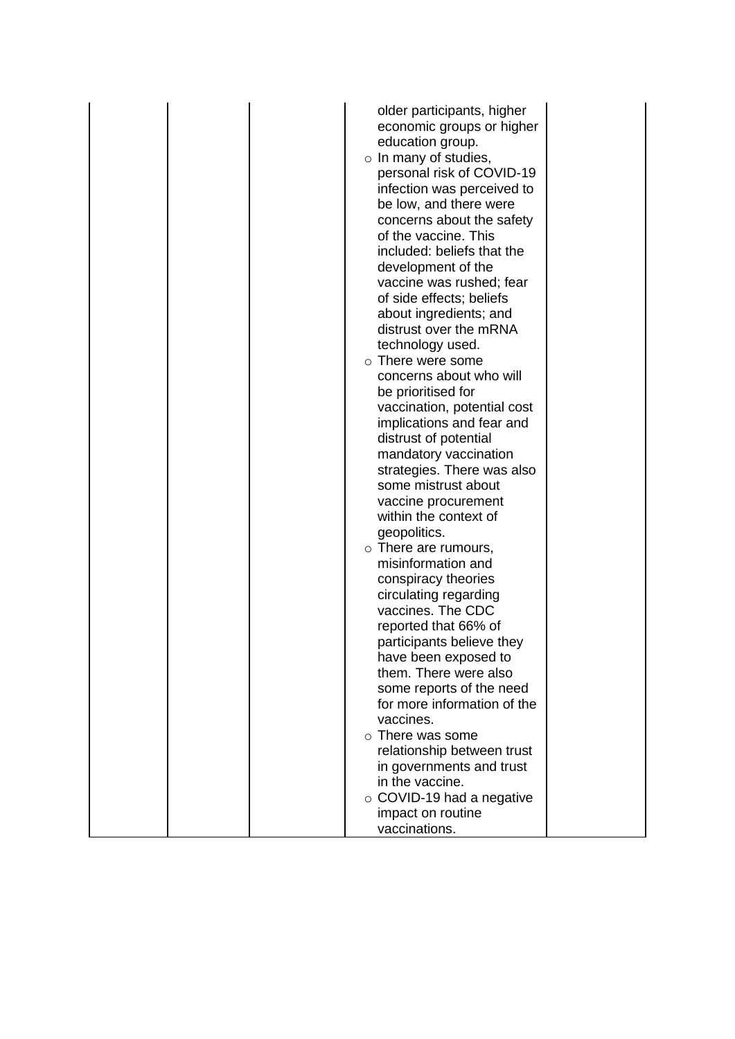|  |  |  | older participants, higher economic groups or higher education group.<br>○ In many of studies, personal risk of COVID-19 infection was perceived to be low, and there were concerns about the safety of the vaccine. This included: beliefs that the development of the vaccine was rushed; fear of side effects; beliefs about ingredients; and distrust over the mRNA technology used.<br>○ There were some concerns about who will be prioritised for vaccination, potential cost implications and fear and distrust of potential mandatory vaccination strategies. There was also some mistrust about vaccine procurement within the context of geopolitics.<br>○ There are rumours, misinformation and conspiracy theories circulating regarding vaccines. The CDC reported that 66% of participants believe they have been exposed to them. There were also some reports of the need for more information of the vaccines.<br>○ There was some relationship between trust in governments and trust in the vaccine.<br>○ COVID-19 had a negative impact on routine vaccinations. |  |
|---|---|---|---|---|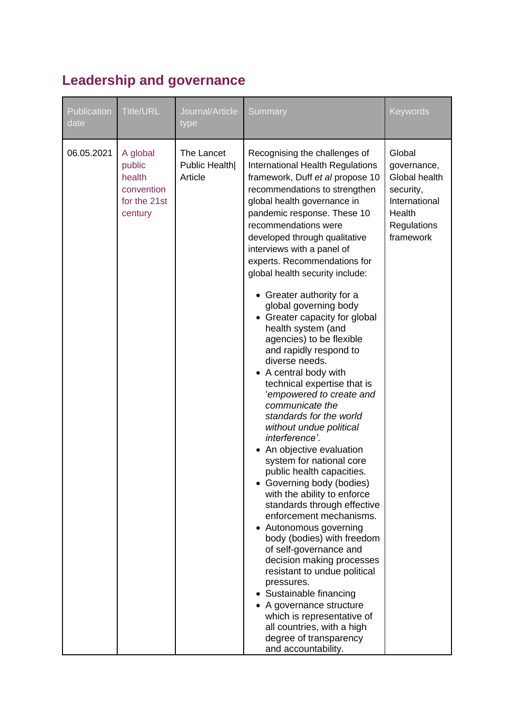## Leadership and governance

| Publication date | Title/URL | Journal/Article type | Summary | Keywords |
|---|---|---|---|---|
| 06.05.2021 | A global public health convention for the 21st century | The Lancet Public Health\| Article | Recognising the challenges of International Health Regulations framework, Duff *et al* propose 10 recommendations to strengthen global health governance in pandemic response. These 10 recommendations were developed through qualitative interviews with a panel of experts. Recommendations for global health security include: <br>• Greater authority for a global governing body <br>• Greater capacity for global health system (and agencies) to be flexible and rapidly respond to diverse needs. <br>• A central body with technical expertise that is '*empowered to create and communicate the standards for the world without undue political interference'*. <br>• An objective evaluation system for national core public health capacities. <br>• Governing body (bodies) with the ability to enforce standards through effective enforcement mechanisms. <br>• Autonomous governing body (bodies) with freedom of self-governance and decision making processes resistant to undue political pressures. <br>• Sustainable financing <br>• A governance structure which is representative of all countries, with a high degree of transparency and accountability. | Global governance, Global health security, International Health Regulations framework |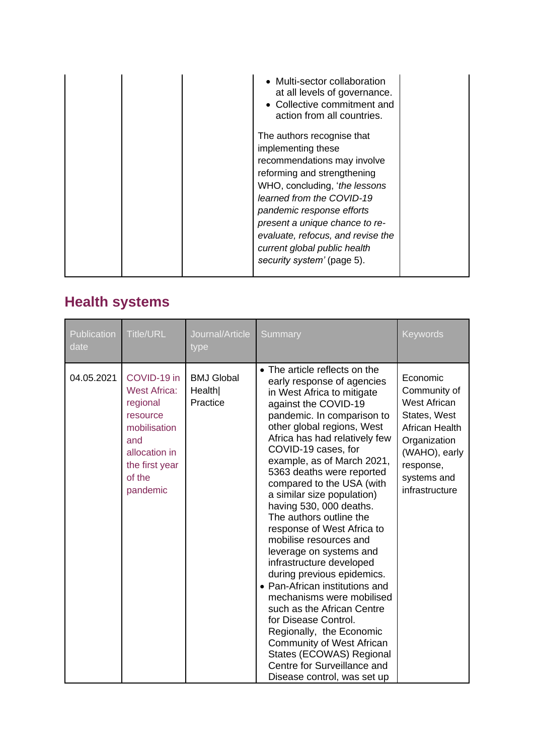| | | | • Multi-sector collaboration at all levels of governance.<br>• Collective commitment and action from all countries.<br><br>The authors recognise that implementing these recommendations may involve reforming and strengthening WHO, concluding, '*the lessons learned from the COVID-19 pandemic response efforts present a unique chance to re-evaluate, refocus, and revise the current global public health security system'* (page 5). | |
|---|---|---|---|---|

## Health systems

| Publication date | Title/URL | Journal/Article type | Summary | Keywords |
|---|---|---|---|---|
| 04.05.2021 | COVID-19 in West Africa: regional resource mobilisation and allocation in the first year of the pandemic | BMJ Global Health\| Practice | • The article reflects on the early response of agencies in West Africa to mitigate against the COVID-19 pandemic. In comparison to other global regions, West Africa has had relatively few COVID-19 cases, for example, as of March 2021, 5363 deaths were reported compared to the USA (with a similar size population) having 530, 000 deaths. The authors outline the response of West Africa to mobilise resources and leverage on systems and infrastructure developed during previous epidemics.<br>• Pan-African institutions and mechanisms were mobilised such as the African Centre for Disease Control. Regionally, the Economic Community of West African States (ECOWAS) Regional Centre for Surveillance and Disease control, was set up | Economic Community of West African States, West African Health Organization (WAHO), early response, systems and infrastructure |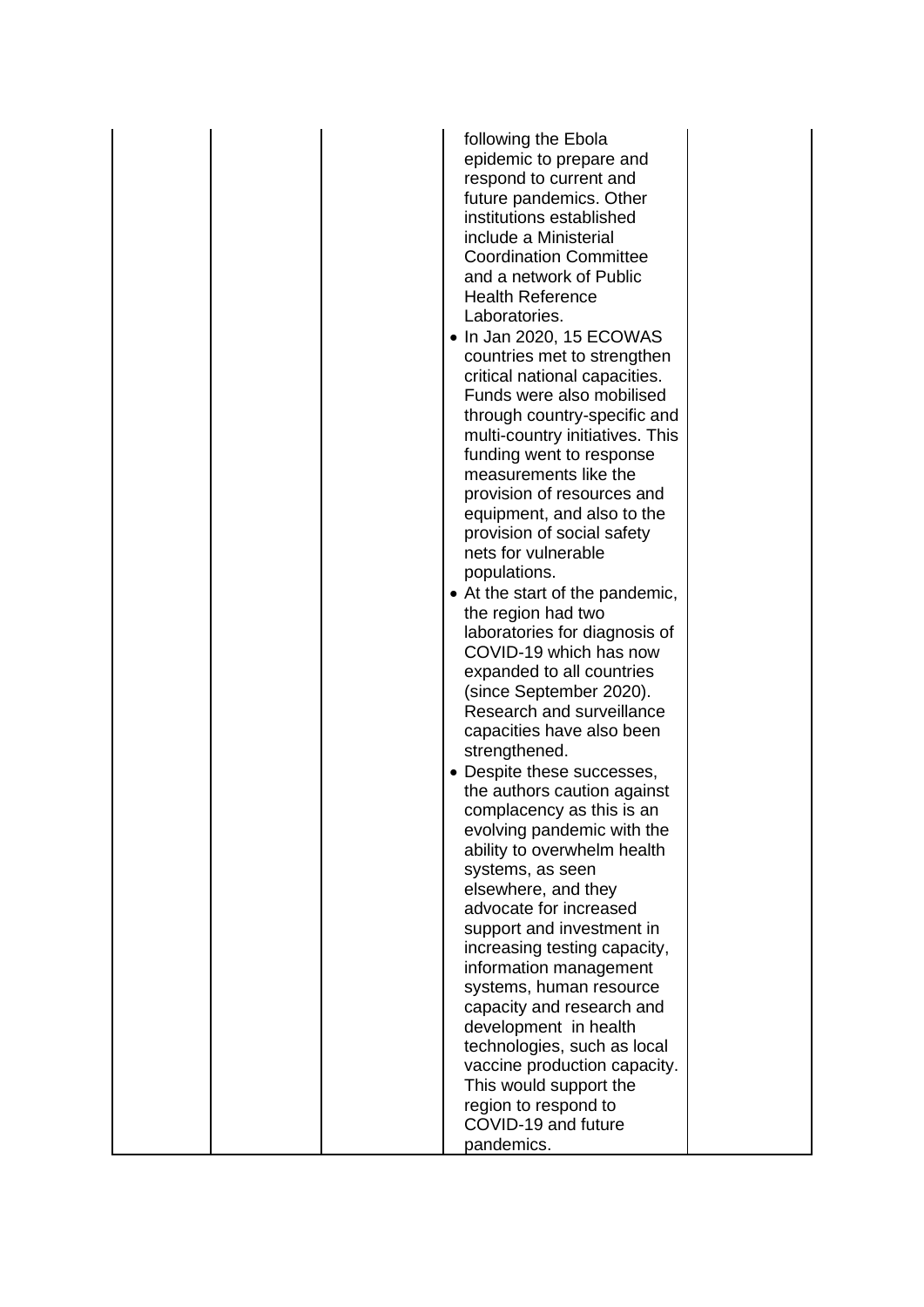|  |  |  | following the Ebola epidemic to prepare and respond to current and future pandemics. Other institutions established include a Ministerial Coordination Committee and a network of Public Health Reference Laboratories.<br>• In Jan 2020, 15 ECOWAS countries met to strengthen critical national capacities. Funds were also mobilised through country-specific and multi-country initiatives. This funding went to response measurements like the provision of resources and equipment, and also to the provision of social safety nets for vulnerable populations.<br>• At the start of the pandemic, the region had two laboratories for diagnosis of COVID-19 which has now expanded to all countries (since September 2020). Research and surveillance capacities have also been strengthened.<br>• Despite these successes, the authors caution against complacency as this is an evolving pandemic with the ability to overwhelm health systems, as seen elsewhere, and they advocate for increased support and investment in increasing testing capacity, information management systems, human resource capacity and research and development in health technologies, such as local vaccine production capacity. This would support the region to respond to COVID-19 and future pandemics. |  |
|---|---|---|---|---|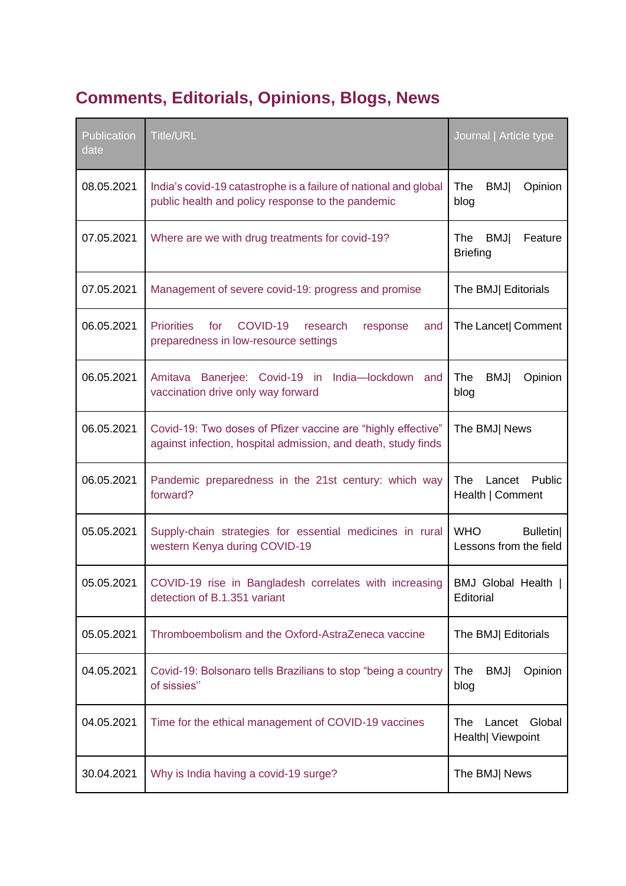## Comments, Editorials, Opinions, Blogs, News

| Publication date | Title/URL | Journal \| Article type |
|---|---|---|
| 08.05.2021 | India's covid-19 catastrophe is a failure of national and global public health and policy response to the pandemic | The BMJ\| Opinion blog |
| 07.05.2021 | Where are we with drug treatments for covid-19? | The BMJ\| Feature Briefing |
| 07.05.2021 | Management of severe covid-19: progress and promise | The BMJ\| Editorials |
| 06.05.2021 | Priorities for COVID-19 research response and preparedness in low-resource settings | The Lancet\| Comment |
| 06.05.2021 | Amitava Banerjee: Covid-19 in India—lockdown and vaccination drive only way forward | The BMJ\| Opinion blog |
| 06.05.2021 | Covid-19: Two doses of Pfizer vaccine are "highly effective" against infection, hospital admission, and death, study finds | The BMJ\| News |
| 06.05.2021 | Pandemic preparedness in the 21st century: which way forward? | The Lancet Public Health \| Comment |
| 05.05.2021 | Supply-chain strategies for essential medicines in rural western Kenya during COVID-19 | WHO Bulletin\| Lessons from the field |
| 05.05.2021 | COVID-19 rise in Bangladesh correlates with increasing detection of B.1.351 variant | BMJ Global Health \| Editorial |
| 05.05.2021 | Thromboembolism and the Oxford-AstraZeneca vaccine | The BMJ\| Editorials |
| 04.05.2021 | Covid-19: Bolsonaro tells Brazilians to stop "being a country of sissies" | The BMJ\| Opinion blog |
| 04.05.2021 | Time for the ethical management of COVID-19 vaccines | The Lancet Global Health\| Viewpoint |
| 30.04.2021 | Why is India having a covid-19 surge? | The BMJ\| News |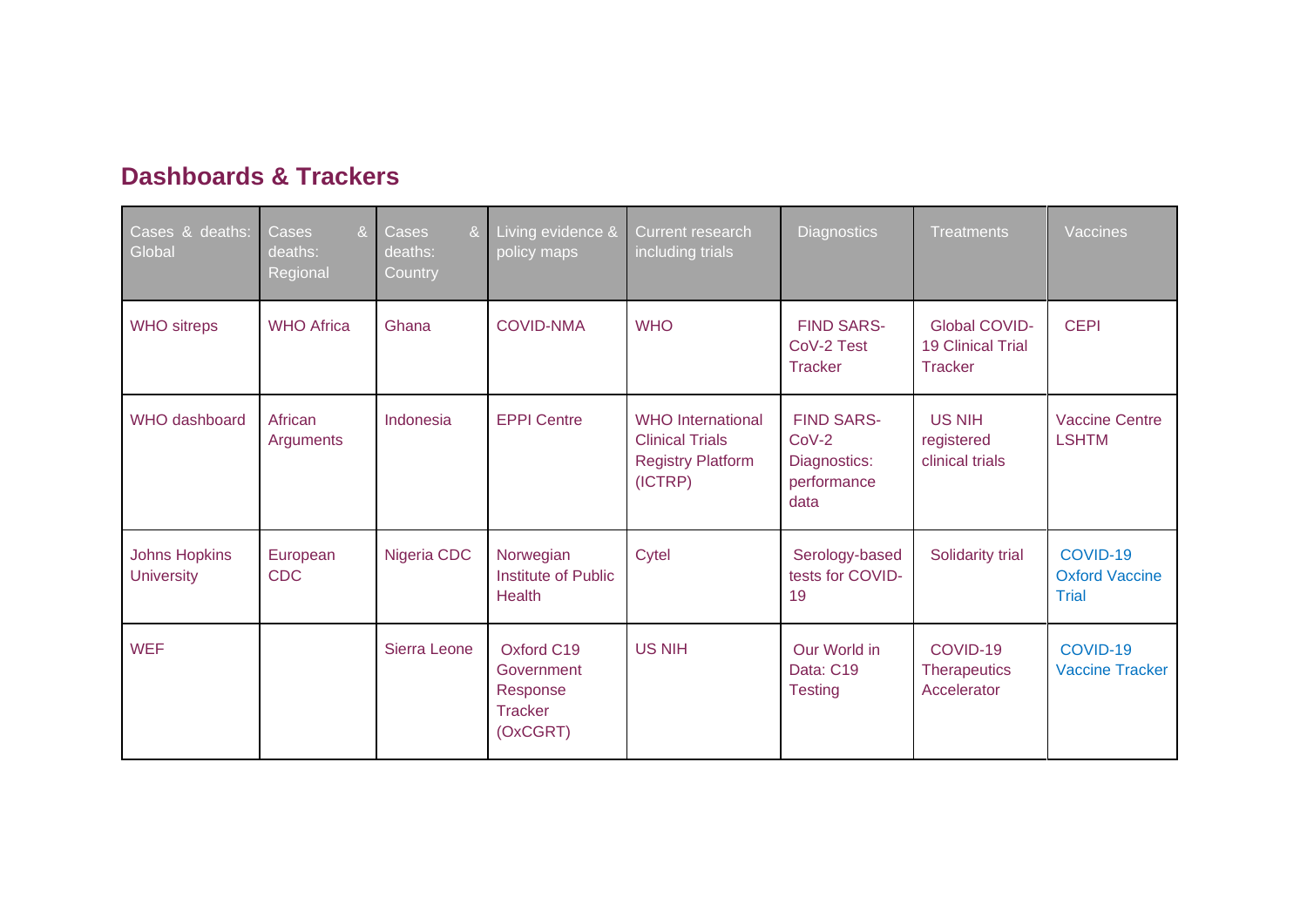## Dashboards & Trackers

| Cases & deaths: Global | Cases & deaths: Regional | Cases & deaths: Country | Living evidence & policy maps | Current research including trials | Diagnostics | Treatments | Vaccines |
|---|---|---|---|---|---|---|---|
| WHO sitreps | WHO Africa | Ghana | COVID-NMA | WHO | FIND SARS-CoV-2 Test Tracker | Global COVID-19 Clinical Trial Tracker | CEPI |
| WHO dashboard | African Arguments | Indonesia | EPPI Centre | WHO International Clinical Trials Registry Platform (ICTRP) | FIND SARS-CoV-2 Diagnostics: performance data | US NIH registered clinical trials | Vaccine Centre LSHTM |
| Johns Hopkins University | European CDC | Nigeria CDC | Norwegian Institute of Public Health | Cytel | Serology-based tests for COVID-19 | Solidarity trial | COVID-19 Oxford Vaccine Trial |
| WEF | | Sierra Leone | Oxford C19 Government Response Tracker (OxCGRT) | US NIH | Our World in Data: C19 Testing | COVID-19 Therapeutics Accelerator | COVID-19 Vaccine Tracker |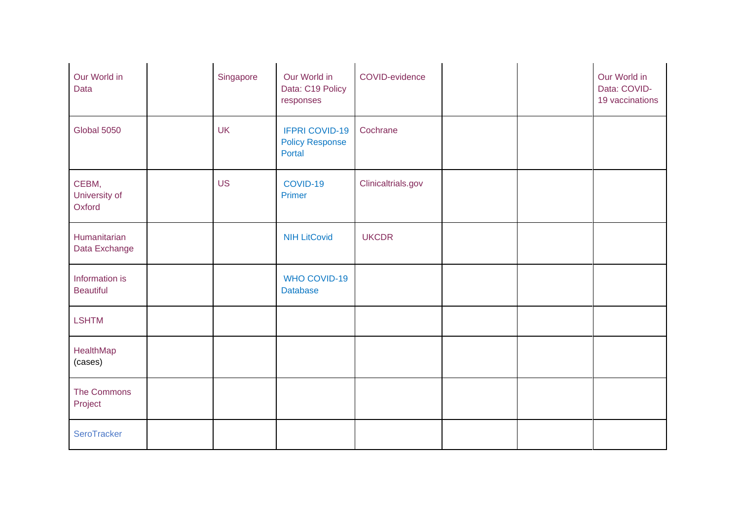| | | | | | | | |
|---|---|---|---|---|---|---|---|
| Our World in Data | | Singapore | Our World in Data: C19 Policy responses | COVID-evidence | | | Our World in Data: COVID-19 vaccinations |
| Global 5050 | | UK | IFPRI COVID-19 Policy Response Portal | Cochrane | | | |
| CEBM, University of Oxford | | US | COVID-19 Primer | Clinicaltrials.gov | | | |
| Humanitarian Data Exchange | | | NIH LitCovid | UKCDR | | | |
| Information is Beautiful | | | WHO COVID-19 Database | | | | |
| LSHTM | | | | | | | |
| HealthMap (cases) | | | | | | | |
| The Commons Project | | | | | | | |
| SeroTracker | | | | | | | |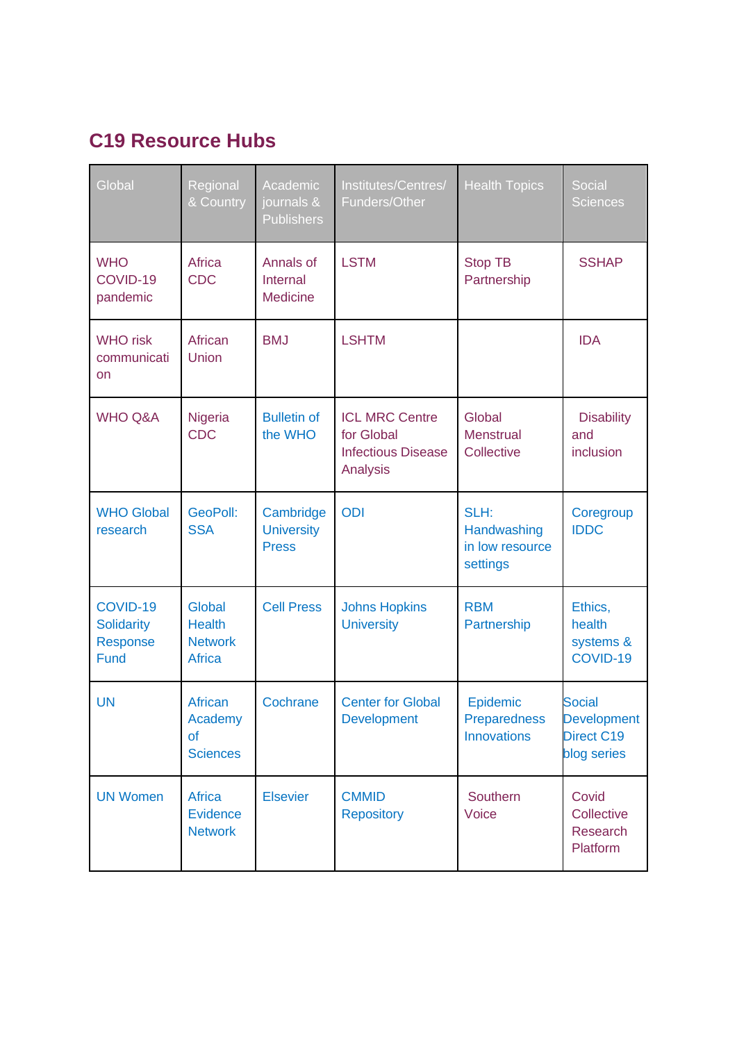## C19 Resource Hubs

| Global | Regional & Country | Academic journals & Publishers | Institutes/Centres/ Funders/Other | Health Topics | Social Sciences |
|---|---|---|---|---|---|
| WHO COVID-19 pandemic | Africa CDC | Annals of Internal Medicine | LSTM | Stop TB Partnership | SSHAP |
| WHO risk communication | African Union | BMJ | LSHTM | | IDA |
| WHO Q&A | Nigeria CDC | Bulletin of the WHO | ICL MRC Centre for Global Infectious Disease Analysis | Global Menstrual Collective | Disability and inclusion |
| WHO Global research | GeoPoll: SSA | Cambridge University Press | ODI | SLH: Handwashing in low resource settings | Coregroup IDDC |
| COVID-19 Solidarity Response Fund | Global Health Network Africa | Cell Press | Johns Hopkins University | RBM Partnership | Ethics, health systems & COVID-19 |
| UN | African Academy of Sciences | Cochrane | Center for Global Development | Epidemic Preparedness Innovations | Social Development Direct C19 blog series |
| UN Women | Africa Evidence Network | Elsevier | CMMID Repository | Southern Voice | Covid Collective Research Platform |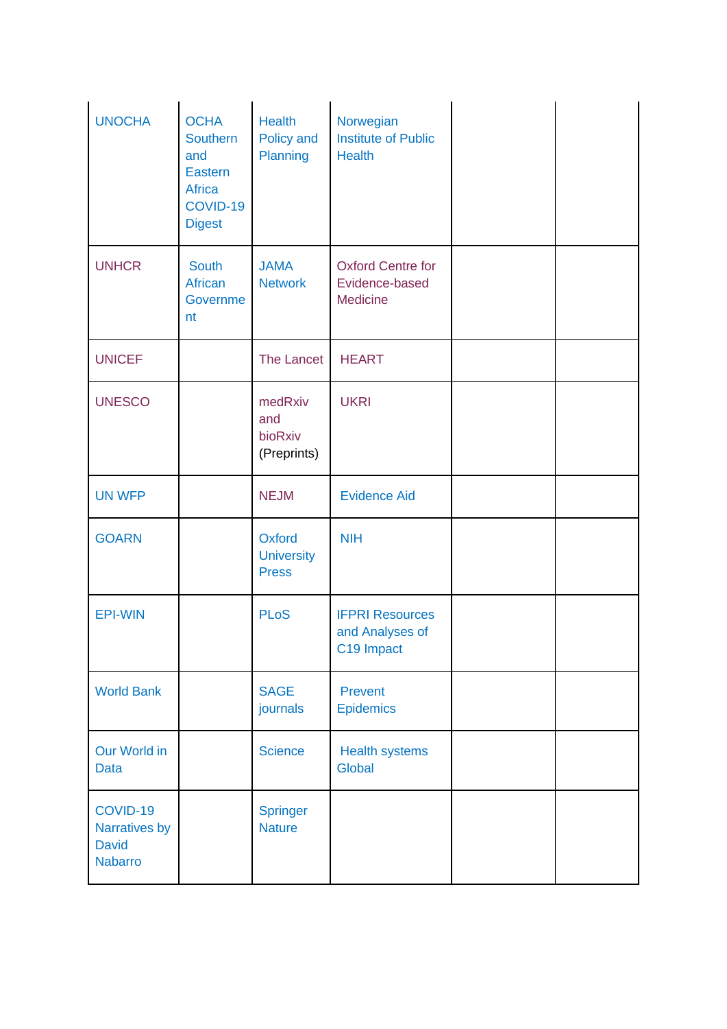| | | | | | |
|---|---|---|---|---|---|
| UNOCHA | OCHA Southern and Eastern Africa COVID-19 Digest | Health Policy and Planning | Norwegian Institute of Public Health | | |
| UNHCR | South African Government | JAMA Network | Oxford Centre for Evidence-based Medicine | | |
| UNICEF | | The Lancet | HEART | | |
| UNESCO | | medRxiv and bioRxiv (Preprints) | UKRI | | |
| UN WFP | | NEJM | Evidence Aid | | |
| GOARN | | Oxford University Press | NIH | | |
| EPI-WIN | | PLoS | IFPRI Resources and Analyses of C19 Impact | | |
| World Bank | | SAGE journals | Prevent Epidemics | | |
| Our World in Data | | Science | Health systems Global | | |
| COVID-19 Narratives by David Nabarro | | Springer Nature | | | |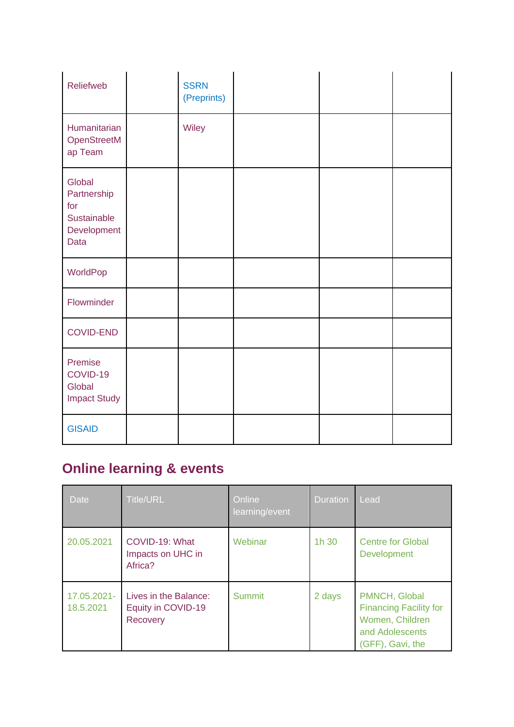| Reliefweb | | SSRN (Preprints) | | | |
|---|---|---|---|---|---|
| Humanitarian OpenStreetMap Team | | Wiley | | | |
| Global Partnership for Sustainable Development Data | | | | | |
| WorldPop | | | | | |
| Flowminder | | | | | |
| COVID-END | | | | | |
| Premise COVID-19 Global Impact Study | | | | | |
| GISAID | | | | | |

## Online learning & events

| Date | Title/URL | Online learning/event | Duration | Lead |
|---|---|---|---|---|
| 20.05.2021 | COVID-19: What Impacts on UHC in Africa? | Webinar | 1h 30 | Centre for Global Development |
| 17.05.2021-18.5.2021 | Lives in the Balance: Equity in COVID-19 Recovery | Summit | 2 days | PMNCH, Global Financing Facility for Women, Children and Adolescents (GFF), Gavi, the |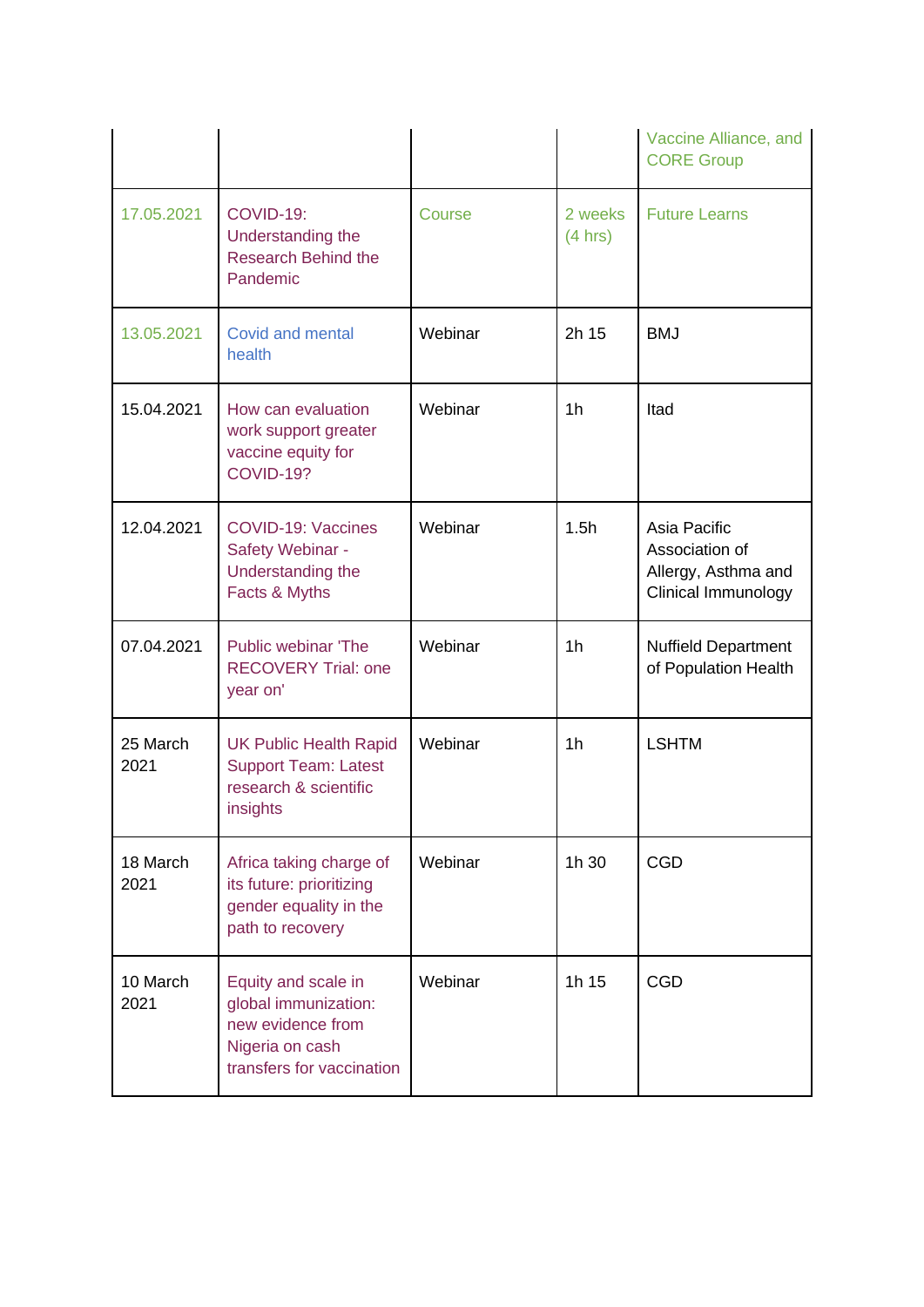| | | | | Vaccine Alliance, and CORE Group |
|---|---|---|---|---|
| 17.05.2021 | COVID-19: Understanding the Research Behind the Pandemic | Course | 2 weeks (4 hrs) | Future Learns |
| 13.05.2021 | Covid and mental health | Webinar | 2h 15 | BMJ |
| 15.04.2021 | How can evaluation work support greater vaccine equity for COVID-19? | Webinar | 1h | Itad |
| 12.04.2021 | COVID-19: Vaccines Safety Webinar - Understanding the Facts & Myths | Webinar | 1.5h | Asia Pacific Association of Allergy, Asthma and Clinical Immunology |
| 07.04.2021 | Public webinar 'The RECOVERY Trial: one year on' | Webinar | 1h | Nuffield Department of Population Health |
| 25 March 2021 | UK Public Health Rapid Support Team: Latest research & scientific insights | Webinar | 1h | LSHTM |
| 18 March 2021 | Africa taking charge of its future: prioritizing gender equality in the path to recovery | Webinar | 1h 30 | CGD |
| 10 March 2021 | Equity and scale in global immunization: new evidence from Nigeria on cash transfers for vaccination | Webinar | 1h 15 | CGD |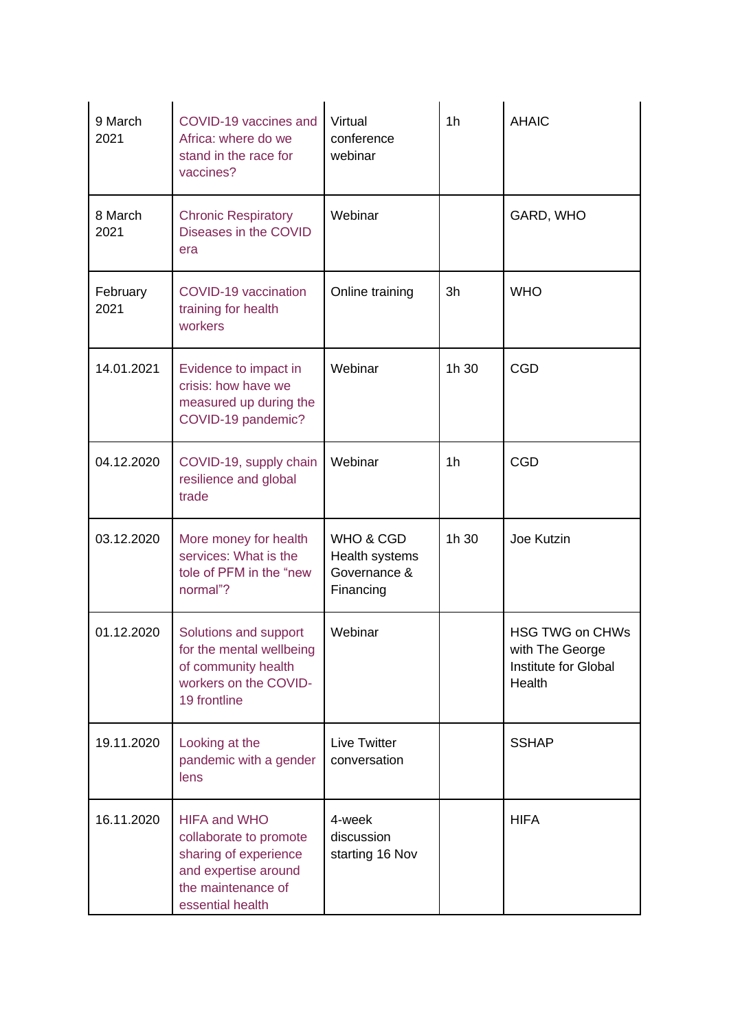| | | | | |
|---|---|---|---|---|
| 9 March 2021 | COVID-19 vaccines and Africa: where do we stand in the race for vaccines? | Virtual conference webinar | 1h | AHAIC |
| 8 March 2021 | Chronic Respiratory Diseases in the COVID era | Webinar | | GARD, WHO |
| February 2021 | COVID-19 vaccination training for health workers | Online training | 3h | WHO |
| 14.01.2021 | Evidence to impact in crisis: how have we measured up during the COVID-19 pandemic? | Webinar | 1h 30 | CGD |
| 04.12.2020 | COVID-19, supply chain resilience and global trade | Webinar | 1h | CGD |
| 03.12.2020 | More money for health services: What is the tole of PFM in the "new normal"? | WHO & CGD Health systems Governance & Financing | 1h 30 | Joe Kutzin |
| 01.12.2020 | Solutions and support for the mental wellbeing of community health workers on the COVID-19 frontline | Webinar | | HSG TWG on CHWs with The George Institute for Global Health |
| 19.11.2020 | Looking at the pandemic with a gender lens | Live Twitter conversation | | SSHAP |
| 16.11.2020 | HIFA and WHO collaborate to promote sharing of experience and expertise around the maintenance of essential health | 4-week discussion starting 16 Nov | | HIFA |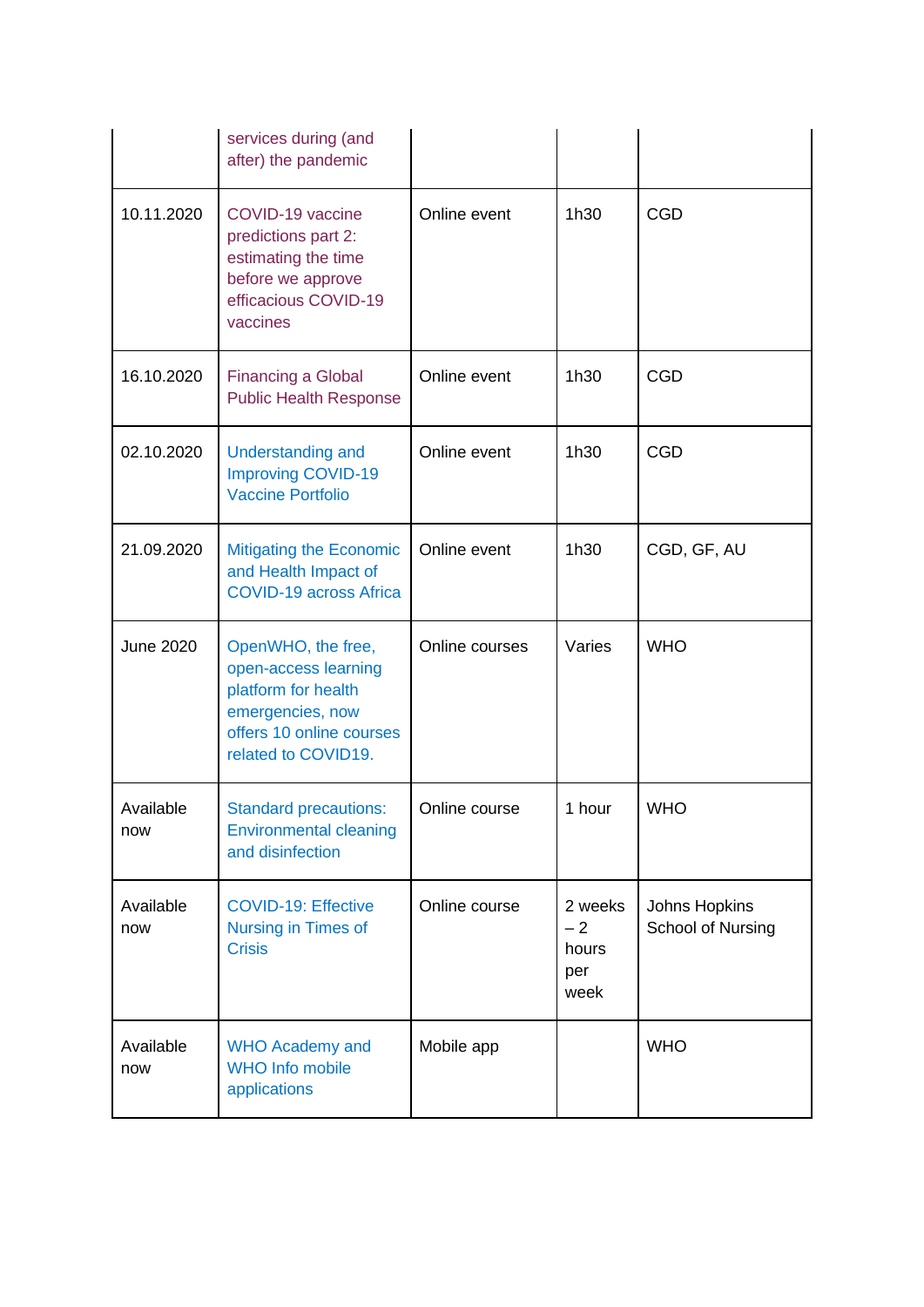| | services during (and after) the pandemic | | | |
|---|---|---|---|---|
| 10.11.2020 | COVID-19 vaccine predictions part 2: estimating the time before we approve efficacious COVID-19 vaccines | Online event | 1h30 | CGD |
| 16.10.2020 | Financing a Global Public Health Response | Online event | 1h30 | CGD |
| 02.10.2020 | Understanding and Improving COVID-19 Vaccine Portfolio | Online event | 1h30 | CGD |
| 21.09.2020 | Mitigating the Economic and Health Impact of COVID-19 across Africa | Online event | 1h30 | CGD, GF, AU |
| June 2020 | OpenWHO, the free, open-access learning platform for health emergencies, now offers 10 online courses related to COVID19. | Online courses | Varies | WHO |
| Available now | Standard precautions: Environmental cleaning and disinfection | Online course | 1 hour | WHO |
| Available now | COVID-19: Effective Nursing in Times of Crisis | Online course | 2 weeks – 2 hours per week | Johns Hopkins School of Nursing |
| Available now | WHO Academy and WHO Info mobile applications | Mobile app | | WHO |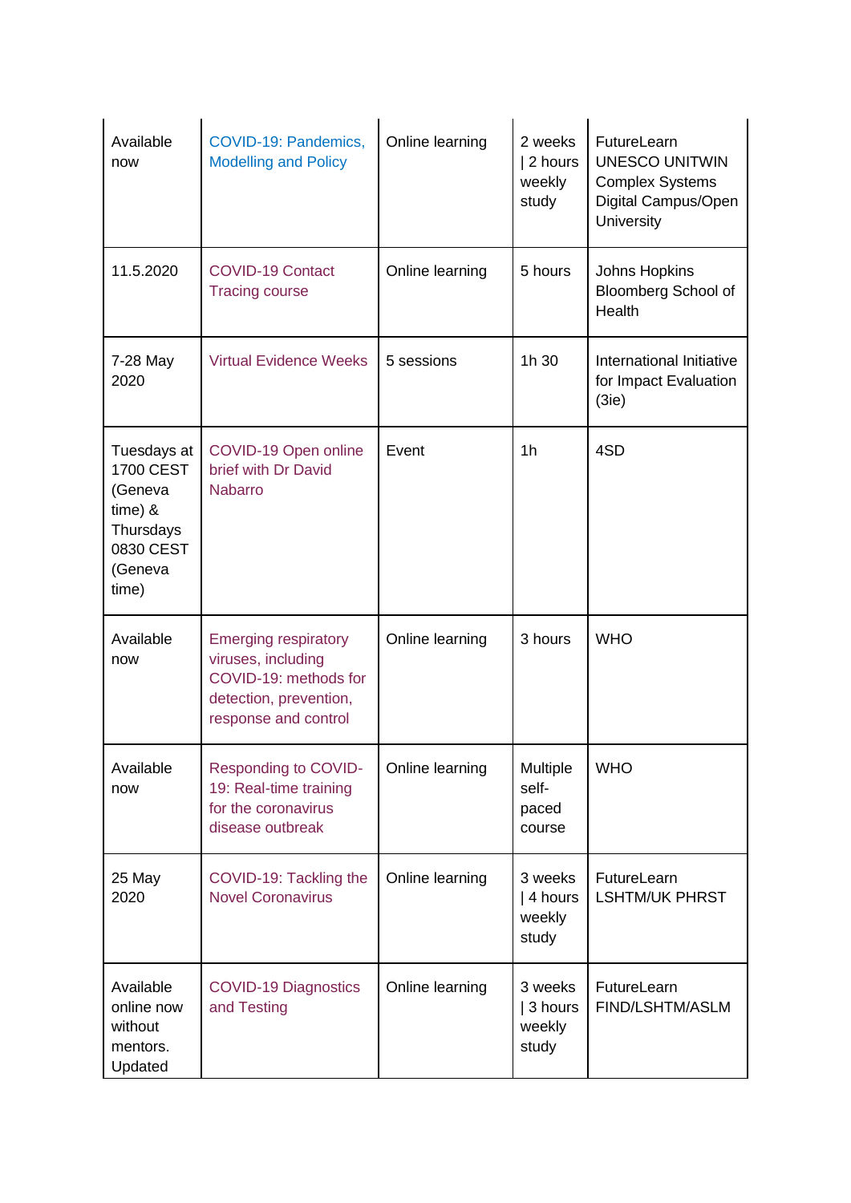| Available now | COVID-19: Pandemics, Modelling and Policy | Online learning | 2 weeks \| 2 hours weekly study | FutureLearn UNESCO UNITWIN Complex Systems Digital Campus/Open University |
|---|---|---|---|---|
| 11.5.2020 | COVID-19 Contact Tracing course | Online learning | 5 hours | Johns Hopkins Bloomberg School of Health |
| 7-28 May 2020 | Virtual Evidence Weeks | 5 sessions | 1h 30 | International Initiative for Impact Evaluation (3ie) |
| Tuesdays at 1700 CEST (Geneva time) & Thursdays 0830 CEST (Geneva time) | COVID-19 Open online brief with Dr David Nabarro | Event | 1h | 4SD |
| Available now | Emerging respiratory viruses, including COVID-19: methods for detection, prevention, response and control | Online learning | 3 hours | WHO |
| Available now | Responding to COVID-19: Real-time training for the coronavirus disease outbreak | Online learning | Multiple self-paced course | WHO |
| 25 May 2020 | COVID-19: Tackling the Novel Coronavirus | Online learning | 3 weeks \| 4 hours weekly study | FutureLearn LSHTM/UK PHRST |
| Available online now without mentors. Updated | COVID-19 Diagnostics and Testing | Online learning | 3 weeks \| 3 hours weekly study | FutureLearn FIND/LSHTM/ASLM |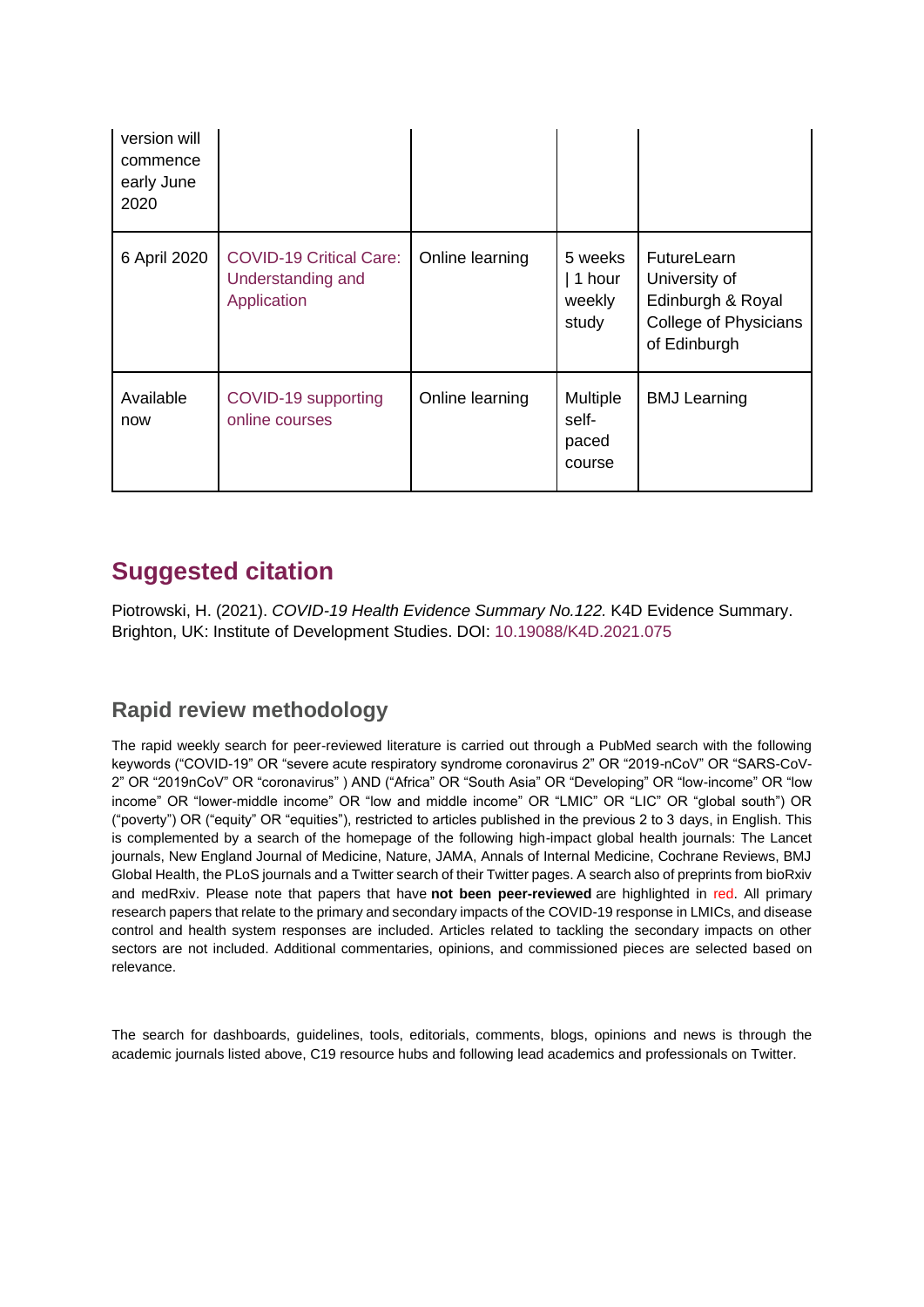| | | | | |
|---|---|---|---|---|
| version will commence early June 2020 | | | | |
| 6 April 2020 | COVID-19 Critical Care: Understanding and Application | Online learning | 5 weeks \| 1 hour weekly study | FutureLearn University of Edinburgh & Royal College of Physicians of Edinburgh |
| Available now | COVID-19 supporting online courses | Online learning | Multiple self-paced course | BMJ Learning |

## Suggested citation

Piotrowski, H. (2021). *COVID-19 Health Evidence Summary No.122.* K4D Evidence Summary. Brighton, UK: Institute of Development Studies. DOI: 10.19088/K4D.2021.075

### Rapid review methodology

The rapid weekly search for peer-reviewed literature is carried out through a PubMed search with the following keywords ("COVID-19" OR "severe acute respiratory syndrome coronavirus 2" OR "2019-nCoV" OR "SARS-CoV-2" OR "2019nCoV" OR "coronavirus" ) AND ("Africa" OR "South Asia" OR "Developing" OR "low-income" OR "low income" OR "lower-middle income" OR "low and middle income" OR "LMIC" OR "LIC" OR "global south") OR ("poverty") OR ("equity" OR "equities"), restricted to articles published in the previous 2 to 3 days, in English. This is complemented by a search of the homepage of the following high-impact global health journals: The Lancet journals, New England Journal of Medicine, Nature, JAMA, Annals of Internal Medicine, Cochrane Reviews, BMJ Global Health, the PLoS journals and a Twitter search of their Twitter pages. A search also of preprints from bioRxiv and medRxiv. Please note that papers that have **not been peer-reviewed** are highlighted in red. All primary research papers that relate to the primary and secondary impacts of the COVID-19 response in LMICs, and disease control and health system responses are included. Articles related to tackling the secondary impacts on other sectors are not included. Additional commentaries, opinions, and commissioned pieces are selected based on relevance.

The search for dashboards, guidelines, tools, editorials, comments, blogs, opinions and news is through the academic journals listed above, C19 resource hubs and following lead academics and professionals on Twitter.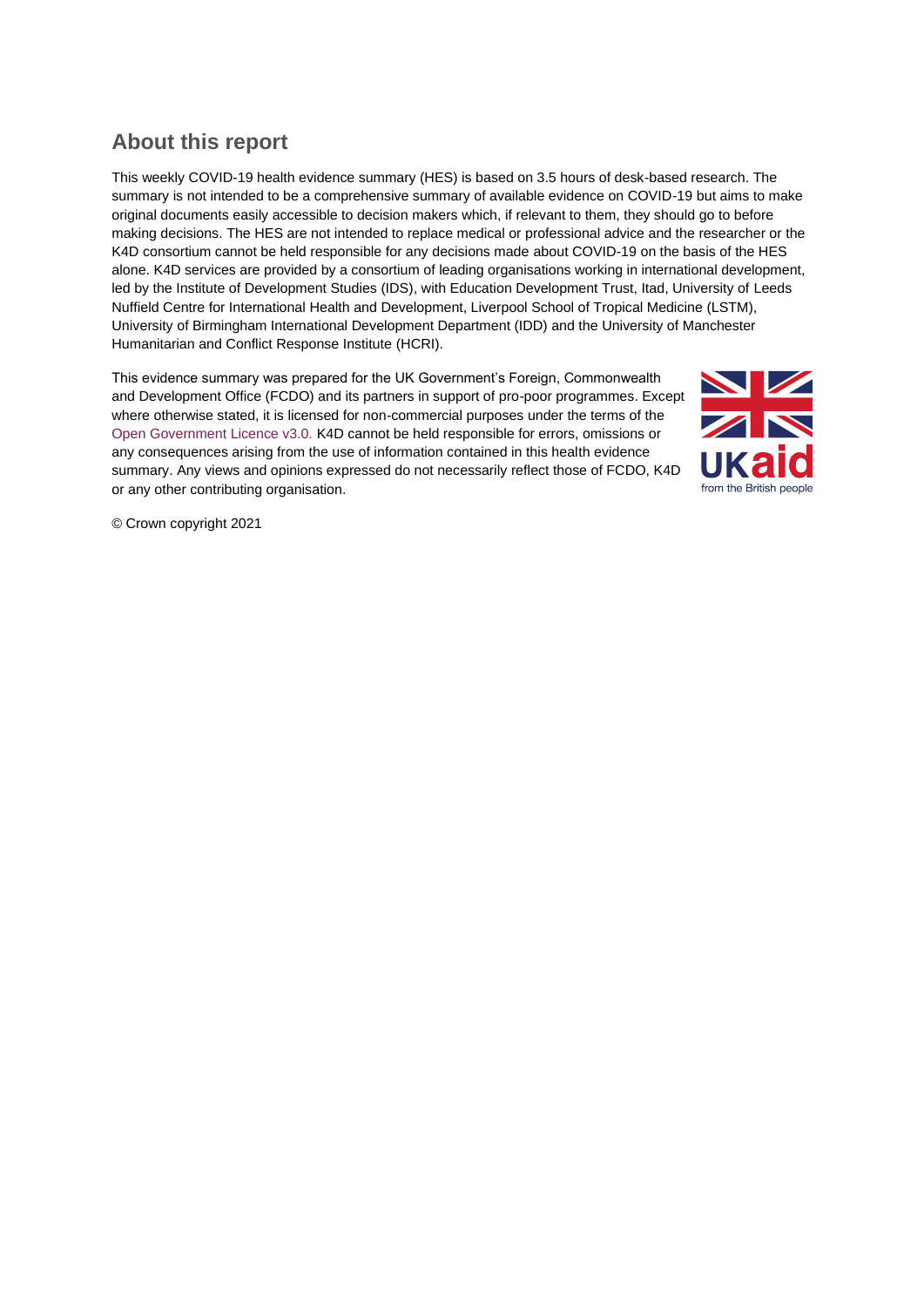## About this report

This weekly COVID-19 health evidence summary (HES) is based on 3.5 hours of desk-based research. The summary is not intended to be a comprehensive summary of available evidence on COVID-19 but aims to make original documents easily accessible to decision makers which, if relevant to them, they should go to before making decisions. The HES are not intended to replace medical or professional advice and the researcher or the K4D consortium cannot be held responsible for any decisions made about COVID-19 on the basis of the HES alone. K4D services are provided by a consortium of leading organisations working in international development, led by the Institute of Development Studies (IDS), with Education Development Trust, Itad, University of Leeds Nuffield Centre for International Health and Development, Liverpool School of Tropical Medicine (LSTM), University of Birmingham International Development Department (IDD) and the University of Manchester Humanitarian and Conflict Response Institute (HCRI).

This evidence summary was prepared for the UK Government's Foreign, Commonwealth and Development Office (FCDO) and its partners in support of pro-poor programmes. Except where otherwise stated, it is licensed for non-commercial purposes under the terms of the Open Government Licence v3.0. K4D cannot be held responsible for errors, omissions or any consequences arising from the use of information contained in this health evidence summary. Any views and opinions expressed do not necessarily reflect those of FCDO, K4D or any other contributing organisation.

UKaid
from the British people

© Crown copyright 2021